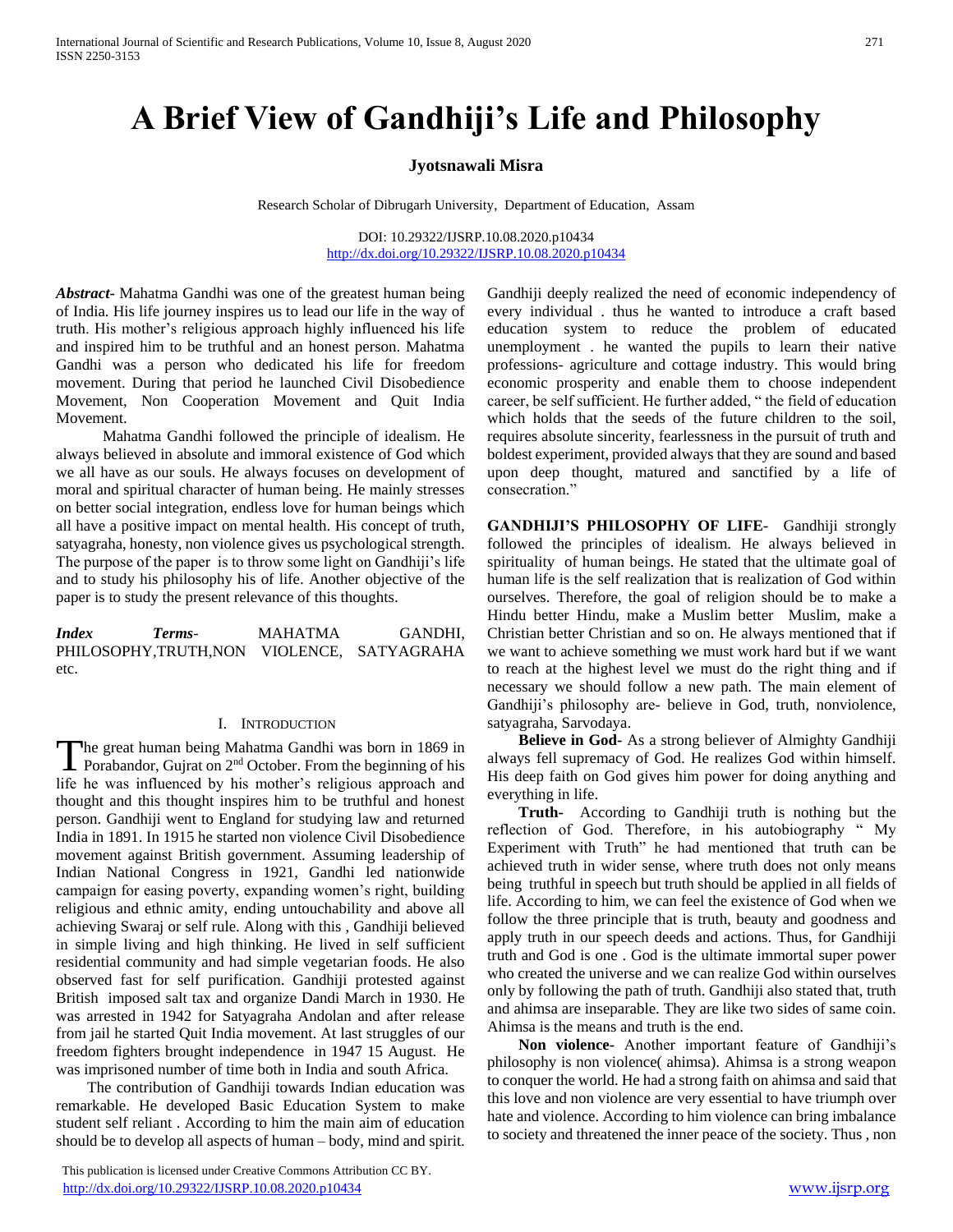# A Brief View of Gandhiji's Life and Philosophy

**Jyotsnawali Misra**

Research Scholar of Dibrugarh University, Department of Education, Assam

DOI: 10.29322/IJSRP.10.08.2020.p10434
http://dx.doi.org/10.29322/IJSRP.10.08.2020.p10434

***Abstract*-** Mahatma Gandhi was one of the greatest human being of India. His life journey inspires us to lead our life in the way of truth. His mother's religious approach highly influenced his life and inspired him to be truthful and an honest person. Mahatma Gandhi was a person who dedicated his life for freedom movement. During that period he launched Civil Disobedience Movement, Non Cooperation Movement and Quit India Movement.

Mahatma Gandhi followed the principle of idealism. He always believed in absolute and immoral existence of God which we all have as our souls. He always focuses on development of moral and spiritual character of human being. He mainly stresses on better social integration, endless love for human beings which all have a positive impact on mental health. His concept of truth, satyagraha, honesty, non violence gives us psychological strength. The purpose of the paper is to throw some light on Gandhiji's life and to study his philosophy his of life. Another objective of the paper is to study the present relevance of this thoughts.

***Index Terms*-** MAHATMA GANDHI, PHILOSOPHY,TRUTH,NON VIOLENCE, SATYAGRAHA etc.

## I. Introduction

The great human being Mahatma Gandhi was born in 1869 in Porabandor, Gujrat on 2nd October. From the beginning of his life he was influenced by his mother's religious approach and thought and this thought inspires him to be truthful and honest person. Gandhiji went to England for studying law and returned India in 1891. In 1915 he started non violence Civil Disobedience movement against British government. Assuming leadership of Indian National Congress in 1921, Gandhi led nationwide campaign for easing poverty, expanding women's right, building religious and ethnic amity, ending untouchability and above all achieving Swaraj or self rule. Along with this , Gandhiji believed in simple living and high thinking. He lived in self sufficient residential community and had simple vegetarian foods. He also observed fast for self purification. Gandhiji protested against British imposed salt tax and organize Dandi March in 1930. He was arrested in 1942 for Satyagraha Andolan and after release from jail he started Quit India movement. At last struggles of our freedom fighters brought independence in 1947 15 August. He was imprisoned number of time both in India and south Africa.

The contribution of Gandhiji towards Indian education was remarkable. He developed Basic Education System to make student self reliant . According to him the main aim of education should be to develop all aspects of human – body, mind and spirit. Gandhiji deeply realized the need of economic independency of every individual . thus he wanted to introduce a craft based education system to reduce the problem of educated unemployment . he wanted the pupils to learn their native professions- agriculture and cottage industry. This would bring economic prosperity and enable them to choose independent career, be self sufficient. He further added, " the field of education which holds that the seeds of the future children to the soil, requires absolute sincerity, fearlessness in the pursuit of truth and boldest experiment, provided always that they are sound and based upon deep thought, matured and sanctified by a life of consecration."

**GANDHIJI'S PHILOSOPHY OF LIFE-** Gandhiji strongly followed the principles of idealism. He always believed in spirituality of human beings. He stated that the ultimate goal of human life is the self realization that is realization of God within ourselves. Therefore, the goal of religion should be to make a Hindu better Hindu, make a Muslim better Muslim, make a Christian better Christian and so on. He always mentioned that if we want to achieve something we must work hard but if we want to reach at the highest level we must do the right thing and if necessary we should follow a new path. The main element of Gandhiji's philosophy are- believe in God, truth, nonviolence, satyagraha, Sarvodaya.

**Believe in God**- As a strong believer of Almighty Gandhiji always fell supremacy of God. He realizes God within himself. His deep faith on God gives him power for doing anything and everything in life.

**Truth-** According to Gandhiji truth is nothing but the reflection of God. Therefore, in his autobiography " My Experiment with Truth" he had mentioned that truth can be achieved truth in wider sense, where truth does not only means being truthful in speech but truth should be applied in all fields of life. According to him, we can feel the existence of God when we follow the three principle that is truth, beauty and goodness and apply truth in our speech deeds and actions. Thus, for Gandhiji truth and God is one . God is the ultimate immortal super power who created the universe and we can realize God within ourselves only by following the path of truth. Gandhiji also stated that, truth and ahimsa are inseparable. They are like two sides of same coin. Ahimsa is the means and truth is the end.

**Non violence**- Another important feature of Gandhiji's philosophy is non violence( ahimsa). Ahimsa is a strong weapon to conquer the world. He had a strong faith on ahimsa and said that this love and non violence are very essential to have triumph over hate and violence. According to him violence can bring imbalance to society and threatened the inner peace of the society. Thus , non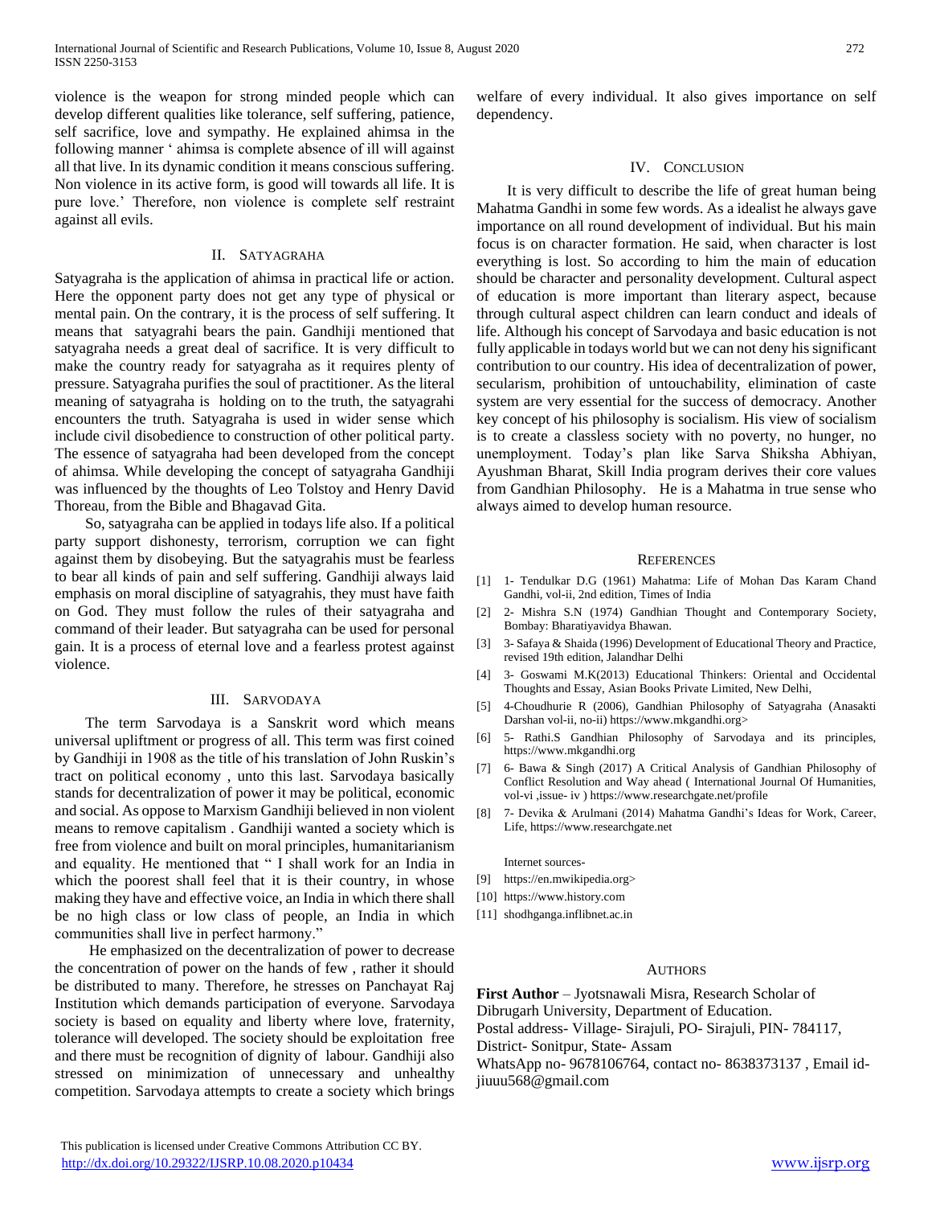violence is the weapon for strong minded people which can develop different qualities like tolerance, self suffering, patience, self sacrifice, love and sympathy. He explained ahimsa in the following manner ' ahimsa is complete absence of ill will against all that live. In its dynamic condition it means conscious suffering. Non violence in its active form, is good will towards all life. It is pure love.' Therefore, non violence is complete self restraint against all evils.

## II. Satyagraha

Satyagraha is the application of ahimsa in practical life or action. Here the opponent party does not get any type of physical or mental pain. On the contrary, it is the process of self suffering. It means that satyagrahi bears the pain. Gandhiji mentioned that satyagraha needs a great deal of sacrifice. It is very difficult to make the country ready for satyagraha as it requires plenty of pressure. Satyagraha purifies the soul of practitioner. As the literal meaning of satyagraha is holding on to the truth, the satyagrahi encounters the truth. Satyagraha is used in wider sense which include civil disobedience to construction of other political party. The essence of satyagraha had been developed from the concept of ahimsa. While developing the concept of satyagraha Gandhiji was influenced by the thoughts of Leo Tolstoy and Henry David Thoreau, from the Bible and Bhagavad Gita.

So, satyagraha can be applied in todays life also. If a political party support dishonesty, terrorism, corruption we can fight against them by disobeying. But the satyagrahis must be fearless to bear all kinds of pain and self suffering. Gandhiji always laid emphasis on moral discipline of satyagrahis, they must have faith on God. They must follow the rules of their satyagraha and command of their leader. But satyagraha can be used for personal gain. It is a process of eternal love and a fearless protest against violence.

## III. Sarvodaya

The term Sarvodaya is a Sanskrit word which means universal upliftment or progress of all. This term was first coined by Gandhiji in 1908 as the title of his translation of John Ruskin's tract on political economy , unto this last. Sarvodaya basically stands for decentralization of power it may be political, economic and social. As oppose to Marxism Gandhiji believed in non violent means to remove capitalism . Gandhiji wanted a society which is free from violence and built on moral principles, humanitarianism and equality. He mentioned that " I shall work for an India in which the poorest shall feel that it is their country, in whose making they have and effective voice, an India in which there shall be no high class or low class of people, an India in which communities shall live in perfect harmony."

He emphasized on the decentralization of power to decrease the concentration of power on the hands of few , rather it should be distributed to many. Therefore, he stresses on Panchayat Raj Institution which demands participation of everyone. Sarvodaya society is based on equality and liberty where love, fraternity, tolerance will developed. The society should be exploitation free and there must be recognition of dignity of labour. Gandhiji also stressed on minimization of unnecessary and unhealthy competition. Sarvodaya attempts to create a society which brings welfare of every individual. It also gives importance on self dependency.

## IV. Conclusion

It is very difficult to describe the life of great human being Mahatma Gandhi in some few words. As a idealist he always gave importance on all round development of individual. But his main focus is on character formation. He said, when character is lost everything is lost. So according to him the main of education should be character and personality development. Cultural aspect of education is more important than literary aspect, because through cultural aspect children can learn conduct and ideals of life. Although his concept of Sarvodaya and basic education is not fully applicable in todays world but we can not deny his significant contribution to our country. His idea of decentralization of power, secularism, prohibition of untouchability, elimination of caste system are very essential for the success of democracy. Another key concept of his philosophy is socialism. His view of socialism is to create a classless society with no poverty, no hunger, no unemployment. Today's plan like Sarva Shiksha Abhiyan, Ayushman Bharat, Skill India program derives their core values from Gandhian Philosophy. He is a Mahatma in true sense who always aimed to develop human resource.

## References

[1] 1- Tendulkar D.G (1961) Mahatma: Life of Mohan Das Karam Chand Gandhi, vol-ii, 2nd edition, Times of India

[2] 2- Mishra S.N (1974) Gandhian Thought and Contemporary Society, Bombay: Bharatiyavidya Bhawan.

[3] 3- Safaya & Shaida (1996) Development of Educational Theory and Practice, revised 19th edition, Jalandhar Delhi

[4] 3- Goswami M.K(2013) Educational Thinkers: Oriental and Occidental Thoughts and Essay, Asian Books Private Limited, New Delhi,

[5] 4-Choudhurie R (2006), Gandhian Philosophy of Satyagraha (Anasakti Darshan vol-ii, no-ii) https://www.mkgandhi.org>

[6] 5- Rathi.S Gandhian Philosophy of Sarvodaya and its principles, https://www.mkgandhi.org

[7] 6- Bawa & Singh (2017) A Critical Analysis of Gandhian Philosophy of Conflict Resolution and Way ahead ( International Journal Of Humanities, vol-vi ,issue- iv ) https://www.researchgate.net/profile

[8] 7- Devika & Arulmani (2014) Mahatma Gandhi's Ideas for Work, Career, Life, https://www.researchgate.net

Internet sources-

[9] https://en.mwikipedia.org>

[10] https://www.history.com

[11] shodhganga.inflibnet.ac.in

## Authors

**First Author** – Jyotsnawali Misra, Research Scholar of Dibrugarh University, Department of Education.
Postal address- Village- Sirajuli, PO- Sirajuli, PIN- 784117, District- Sonitpur, State- Assam
WhatsApp no- 9678106764, contact no- 8638373137 , Email id- jiuuu568@gmail.com

This publication is licensed under Creative Commons Attribution CC BY.
http://dx.doi.org/10.29322/IJSRP.10.08.2020.p10434